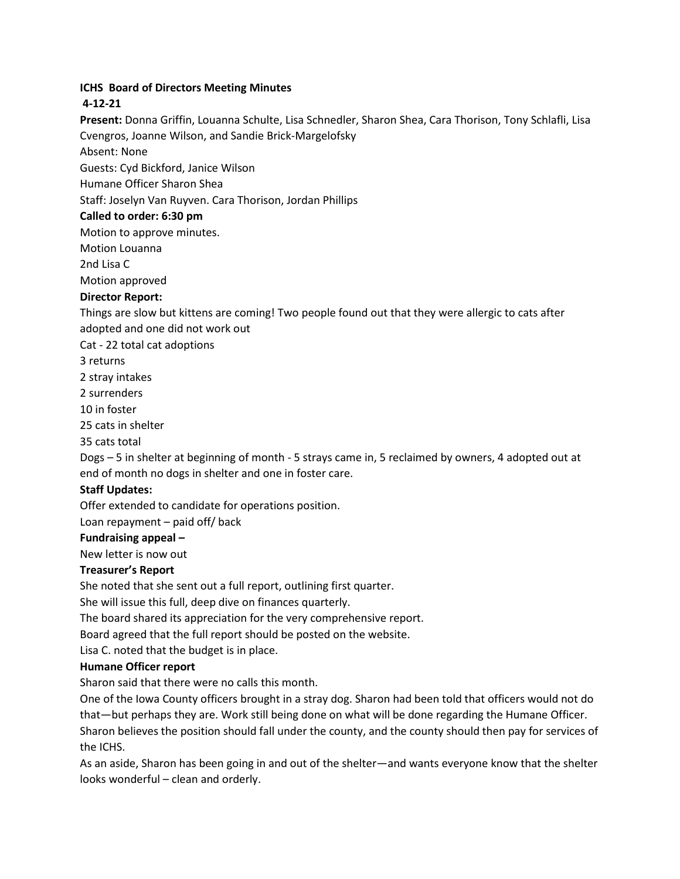**ICHS Board of Directors Meeting Minutes**

**4-12-21**

**Present:** Donna Griffin, Louanna Schulte, Lisa Schnedler, Sharon Shea, Cara Thorison, Tony Schlafli, Lisa Cvengros, Joanne Wilson, and Sandie Brick-Margelofsky

Absent: None

Guests: Cyd Bickford, Janice Wilson

Humane Officer Sharon Shea

Staff: Joselyn Van Ruyven. Cara Thorison, Jordan Phillips

**Called to order: 6:30 pm**

Motion to approve minutes.

Motion Louanna

2nd Lisa C

Motion approved

**Director Report:**

Things are slow but kittens are coming! Two people found out that they were allergic to cats after adopted and one did not work out

Cat - 22 total cat adoptions

3 returns

2 stray intakes

2 surrenders

10 in foster

25 cats in shelter

35 cats total

Dogs – 5 in shelter at beginning of month - 5 strays came in, 5 reclaimed by owners, 4 adopted out at end of month no dogs in shelter and one in foster care.

**Staff Updates:**

Offer extended to candidate for operations position.

Loan repayment – paid off/ back

**Fundraising appeal –**

New letter is now out

**Treasurer's Report**

She noted that she sent out a full report, outlining first quarter.

She will issue this full, deep dive on finances quarterly.

The board shared its appreciation for the very comprehensive report.

Board agreed that the full report should be posted on the website.

Lisa C. noted that the budget is in place.

**Humane Officer report**

Sharon said that there were no calls this month.

One of the Iowa County officers brought in a stray dog. Sharon had been told that officers would not do that—but perhaps they are. Work still being done on what will be done regarding the Humane Officer. Sharon believes the position should fall under the county, and the county should then pay for services of the ICHS.

As an aside, Sharon has been going in and out of the shelter—and wants everyone know that the shelter looks wonderful – clean and orderly.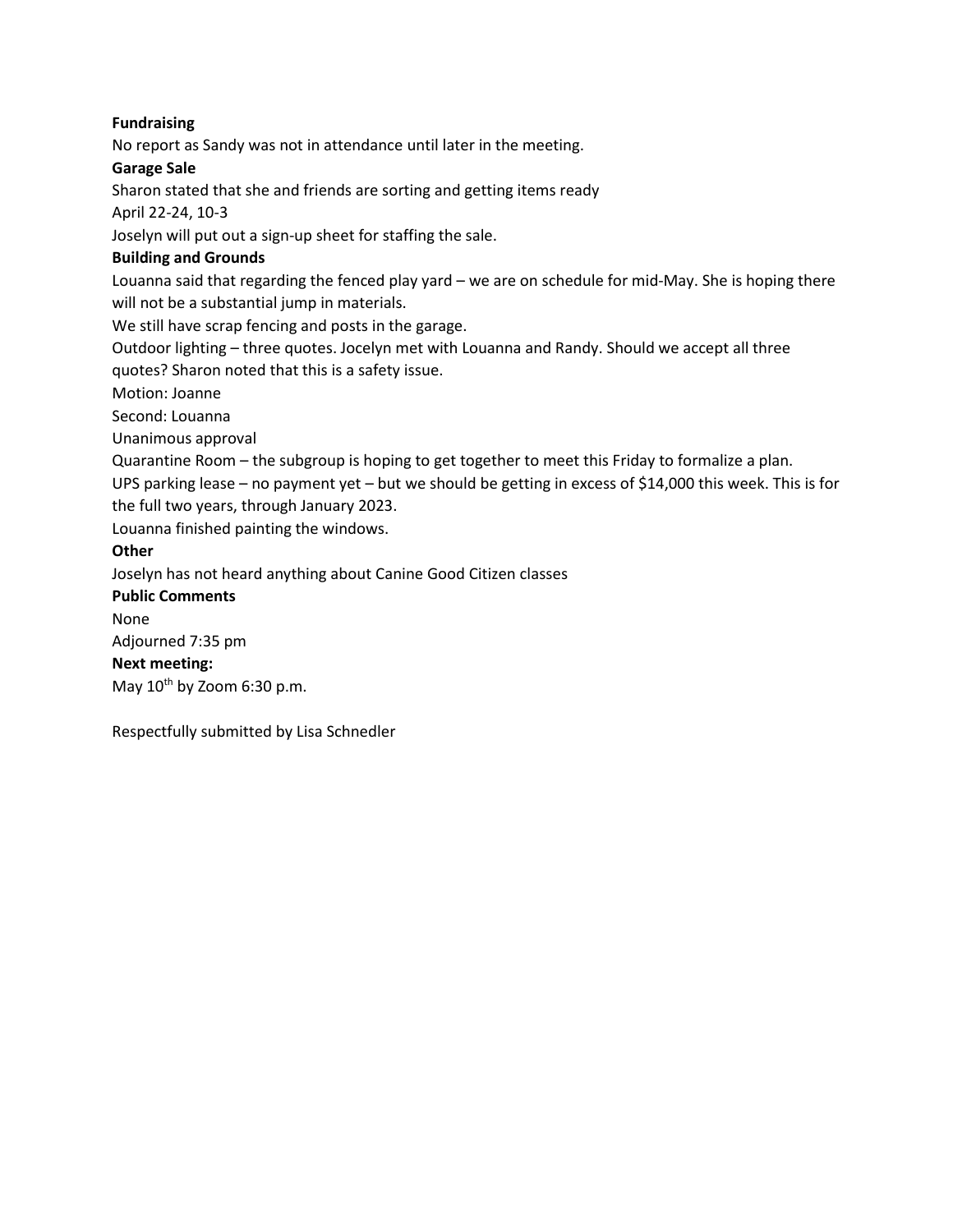**Fundraising**

No report as Sandy was not in attendance until later in the meeting.

**Garage Sale**

Sharon stated that she and friends are sorting and getting items ready

April 22-24, 10-3

Joselyn will put out a sign-up sheet for staffing the sale.

**Building and Grounds**

Louanna said that regarding the fenced play yard – we are on schedule for mid-May. She is hoping there will not be a substantial jump in materials.

We still have scrap fencing and posts in the garage.

Outdoor lighting – three quotes. Jocelyn met with Louanna and Randy. Should we accept all three quotes? Sharon noted that this is a safety issue.

Motion: Joanne

Second: Louanna

Unanimous approval

Quarantine Room – the subgroup is hoping to get together to meet this Friday to formalize a plan.

UPS parking lease – no payment yet – but we should be getting in excess of $14,000 this week. This is for the full two years, through January 2023.

Louanna finished painting the windows.

**Other**

Joselyn has not heard anything about Canine Good Citizen classes

**Public Comments**

None

Adjourned 7:35 pm

**Next meeting:**

May 10th by Zoom 6:30 p.m.

Respectfully submitted by Lisa Schnedler